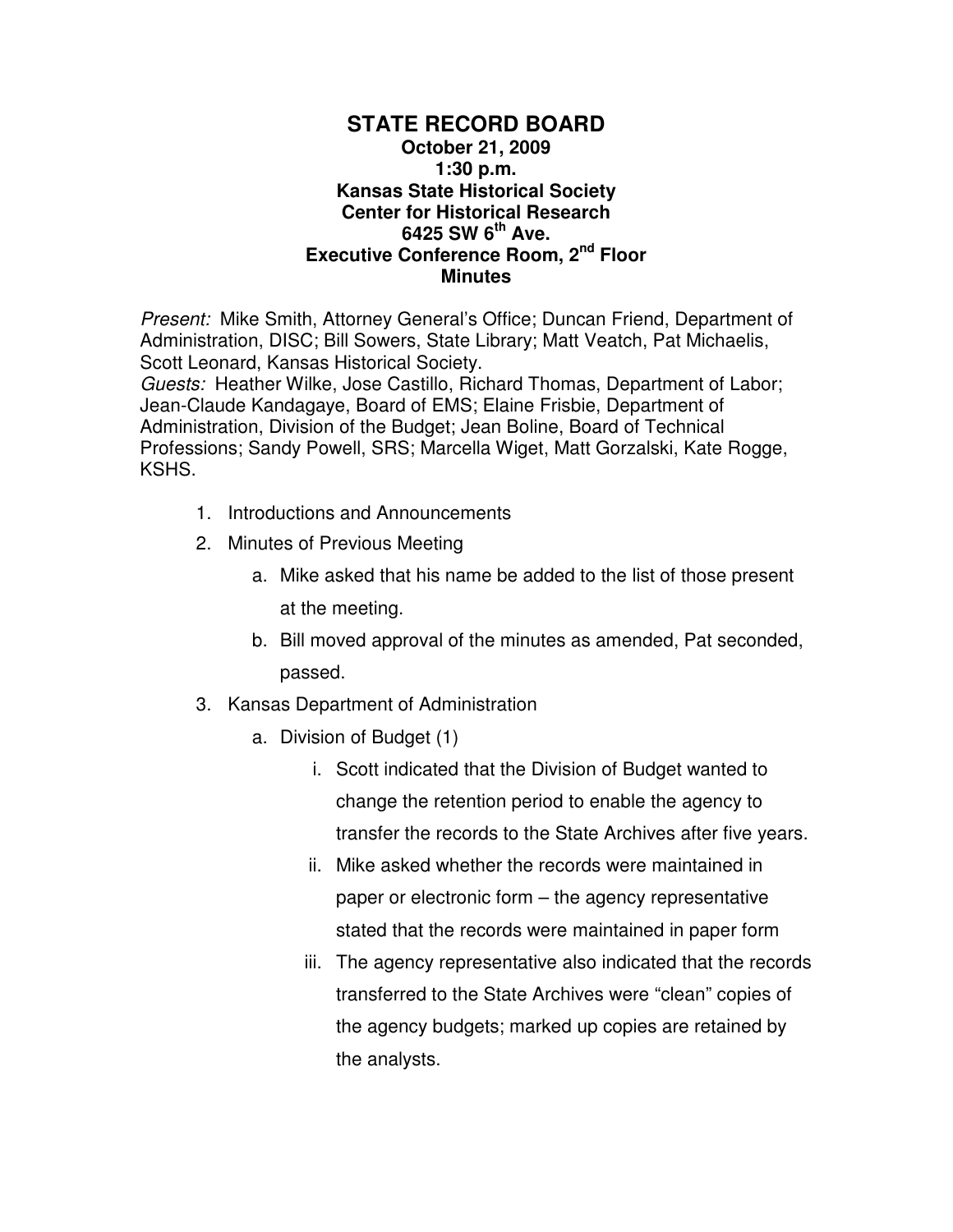# STATE RECORD BOARD

**October 21, 2009**
**1:30 p.m.**
**Kansas State Historical Society**
**Center for Historical Research**
**6425 SW 6th Ave.**
**Executive Conference Room, 2nd Floor**
**Minutes**

*Present:* Mike Smith, Attorney General's Office; Duncan Friend, Department of Administration, DISC; Bill Sowers, State Library; Matt Veatch, Pat Michaelis, Scott Leonard, Kansas Historical Society.
*Guests:* Heather Wilke, Jose Castillo, Richard Thomas, Department of Labor; Jean-Claude Kandagaye, Board of EMS; Elaine Frisbie, Department of Administration, Division of the Budget; Jean Boline, Board of Technical Professions; Sandy Powell, SRS; Marcella Wiget, Matt Gorzalski, Kate Rogge, KSHS.

1. Introductions and Announcements
2. Minutes of Previous Meeting
    a. Mike asked that his name be added to the list of those present at the meeting.
    b. Bill moved approval of the minutes as amended, Pat seconded, passed.
3. Kansas Department of Administration
    a. Division of Budget (1)
        i. Scott indicated that the Division of Budget wanted to change the retention period to enable the agency to transfer the records to the State Archives after five years.
        ii. Mike asked whether the records were maintained in paper or electronic form – the agency representative stated that the records were maintained in paper form
        iii. The agency representative also indicated that the records transferred to the State Archives were "clean" copies of the agency budgets; marked up copies are retained by the analysts.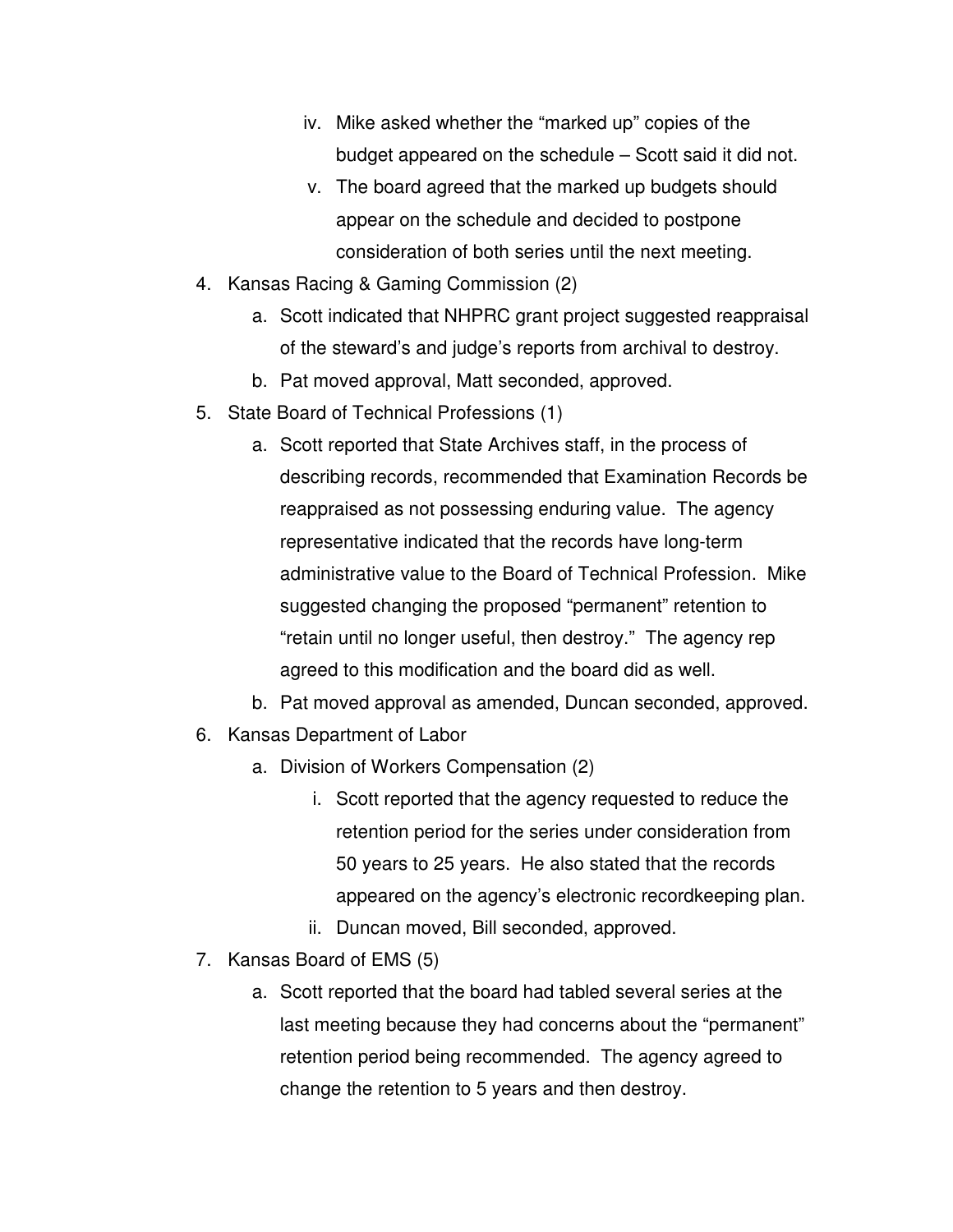iv. Mike asked whether the "marked up" copies of the budget appeared on the schedule – Scott said it did not.
    v. The board agreed that the marked up budgets should appear on the schedule and decided to postpone consideration of both series until the next meeting.

4. Kansas Racing & Gaming Commission (2)
   a. Scott indicated that NHPRC grant project suggested reappraisal of the steward's and judge's reports from archival to destroy.
   b. Pat moved approval, Matt seconded, approved.
5. State Board of Technical Professions (1)
   a. Scott reported that State Archives staff, in the process of describing records, recommended that Examination Records be reappraised as not possessing enduring value. The agency representative indicated that the records have long-term administrative value to the Board of Technical Profession. Mike suggested changing the proposed "permanent" retention to "retain until no longer useful, then destroy." The agency rep agreed to this modification and the board did as well.
   b. Pat moved approval as amended, Duncan seconded, approved.
6. Kansas Department of Labor
   a. Division of Workers Compensation (2)
      i. Scott reported that the agency requested to reduce the retention period for the series under consideration from 50 years to 25 years. He also stated that the records appeared on the agency's electronic recordkeeping plan.
      ii. Duncan moved, Bill seconded, approved.
7. Kansas Board of EMS (5)
   a. Scott reported that the board had tabled several series at the last meeting because they had concerns about the "permanent" retention period being recommended. The agency agreed to change the retention to 5 years and then destroy.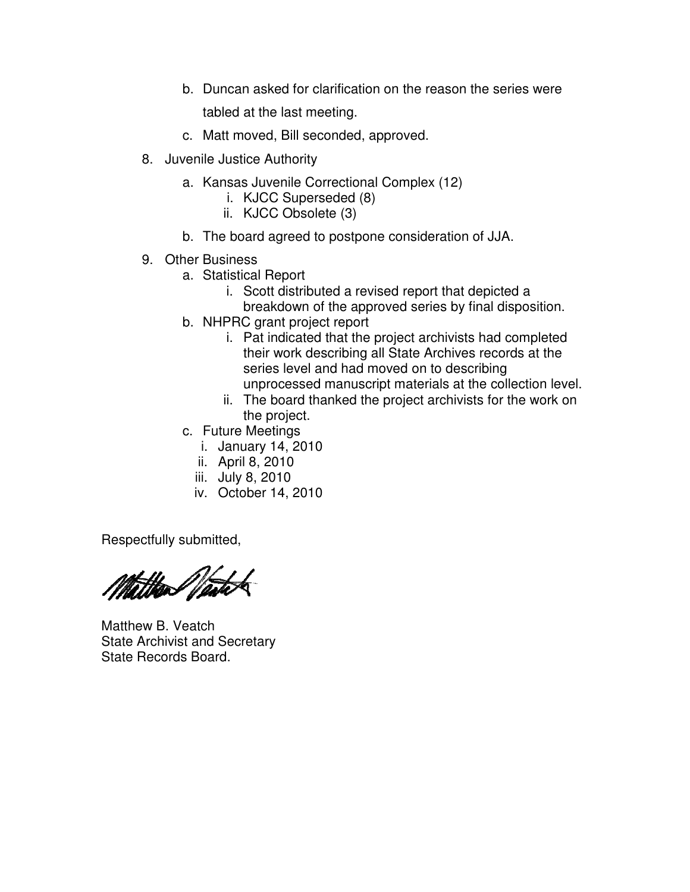b. Duncan asked for clarification on the reason the series were tabled at the last meeting.
   c. Matt moved, Bill seconded, approved.

8. Juvenile Justice Authority
   a. Kansas Juvenile Correctional Complex (12)
      i. KJCC Superseded (8)
      ii. KJCC Obsolete (3)
   b. The board agreed to postpone consideration of JJA.

9. Other Business
   a. Statistical Report
      i. Scott distributed a revised report that depicted a breakdown of the approved series by final disposition.
   b. NHPRC grant project report
      i. Pat indicated that the project archivists had completed their work describing all State Archives records at the series level and had moved on to describing unprocessed manuscript materials at the collection level.
      ii. The board thanked the project archivists for the work on the project.
   c. Future Meetings
      i. January 14, 2010
      ii. April 8, 2010
      iii. July 8, 2010
      iv. October 14, 2010

Respectfully submitted,

Matthew B. Veatch
State Archivist and Secretary
State Records Board.